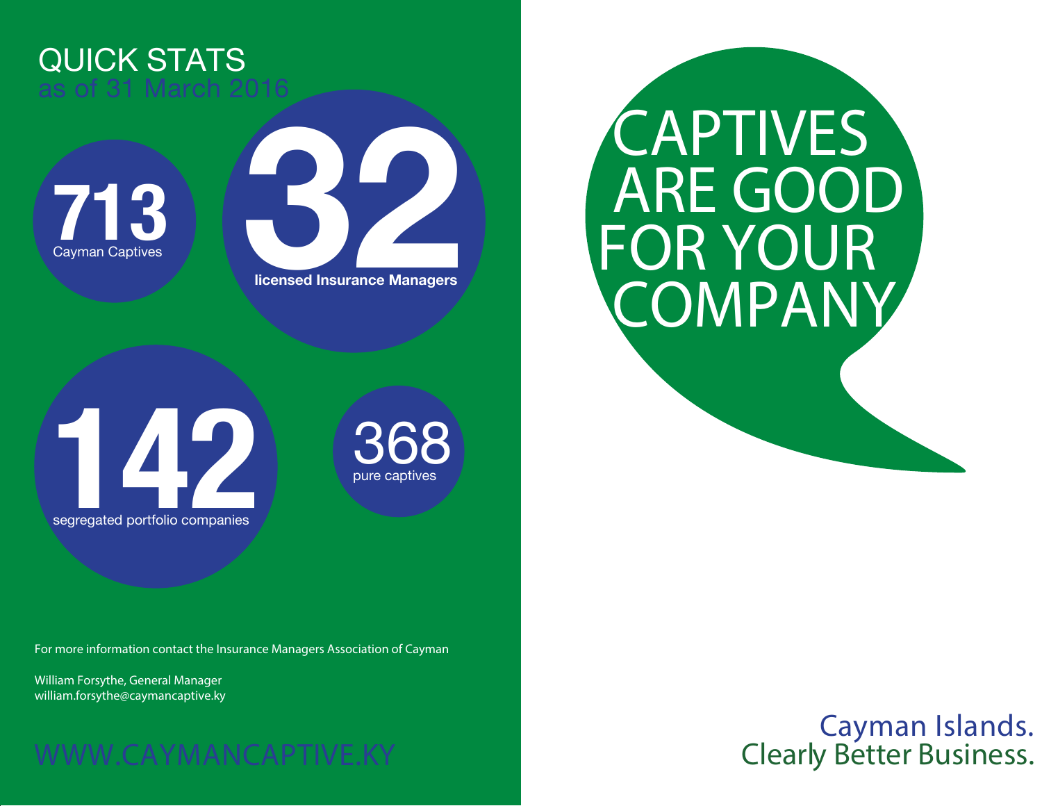## QUICK STATS
as of 31 March 2016

**713**
Cayman Captives

**32**
**licensed Insurance Managers**

**142**
segregated portfolio companies

368
pure captives

For more information contact the Insurance Managers Association of Cayman

William Forsythe, General Manager
william.forsythe@caymancaptive.ky

WWW.CAYMANCAPTIVE.KY

# CAPTIVES ARE GOOD FOR YOUR COMPANY

Cayman Islands.
Clearly Better Business.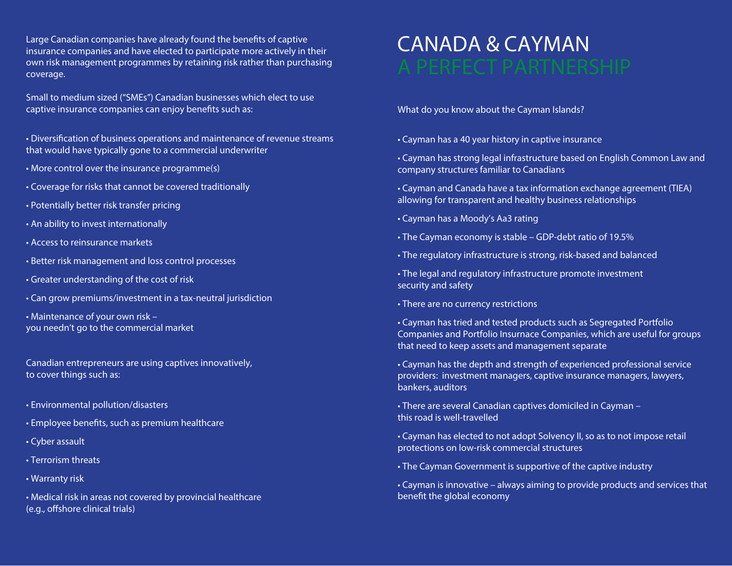Large Canadian companies have already found the benefits of captive insurance companies and have elected to participate more actively in their own risk management programmes by retaining risk rather than purchasing coverage.

Small to medium sized ("SMEs") Canadian businesses which elect to use captive insurance companies can enjoy benefits such as:

- Diversification of business operations and maintenance of revenue streams that would have typically gone to a commercial underwriter
- More control over the insurance programme(s)
- Coverage for risks that cannot be covered traditionally
- Potentially better risk transfer pricing
- An ability to invest internationally
- Access to reinsurance markets
- Better risk management and loss control processes
- Greater understanding of the cost of risk
- Can grow premiums/investment in a tax-neutral jurisdiction
- Maintenance of your own risk – you needn't go to the commercial market

Canadian entrepreneurs are using captives innovatively, to cover things such as:

- Environmental pollution/disasters
- Employee benefits, such as premium healthcare
- Cyber assault
- Terrorism threats
- Warranty risk
- Medical risk in areas not covered by provincial healthcare (e.g., offshore clinical trials)

# CANADA & CAYMAN
## A PERFECT PARTNERSHIP

What do you know about the Cayman Islands?

- Cayman has a 40 year history in captive insurance
- Cayman has strong legal infrastructure based on English Common Law and company structures familiar to Canadians
- Cayman and Canada have a tax information exchange agreement (TIEA) allowing for transparent and healthy business relationships
- Cayman has a Moody's Aa3 rating
- The Cayman economy is stable – GDP-debt ratio of 19.5%
- The regulatory infrastructure is strong, risk-based and balanced
- The legal and regulatory infrastructure promote investment security and safety
- There are no currency restrictions
- Cayman has tried and tested products such as Segregated Portfolio Companies and Portfolio Insurance Companies, which are useful for groups that need to keep assets and management separate
- Cayman has the depth and strength of experienced professional service providers: investment managers, captive insurance managers, lawyers, bankers, auditors
- There are several Canadian captives domiciled in Cayman – this road is well-travelled
- Cayman has elected to not adopt Solvency II, so as to not impose retail protections on low-risk commercial structures
- The Cayman Government is supportive of the captive industry
- Cayman is innovative – always aiming to provide products and services that benefit the global economy